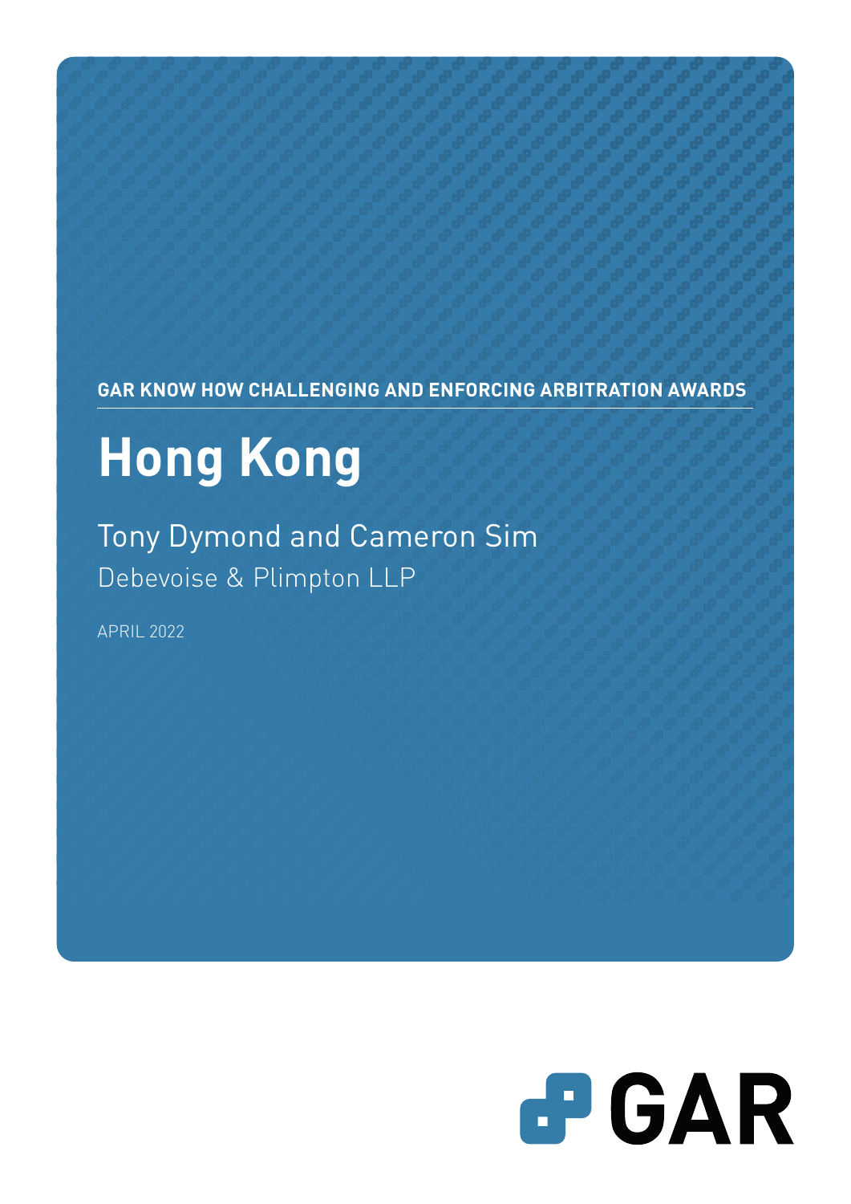GAR KNOW HOW CHALLENGING AND ENFORCING ARBITRATION AWARDS

# Hong Kong

Tony Dymond and Cameron Sim

Debevoise & Plimpton LLP

APRIL 2022

GAR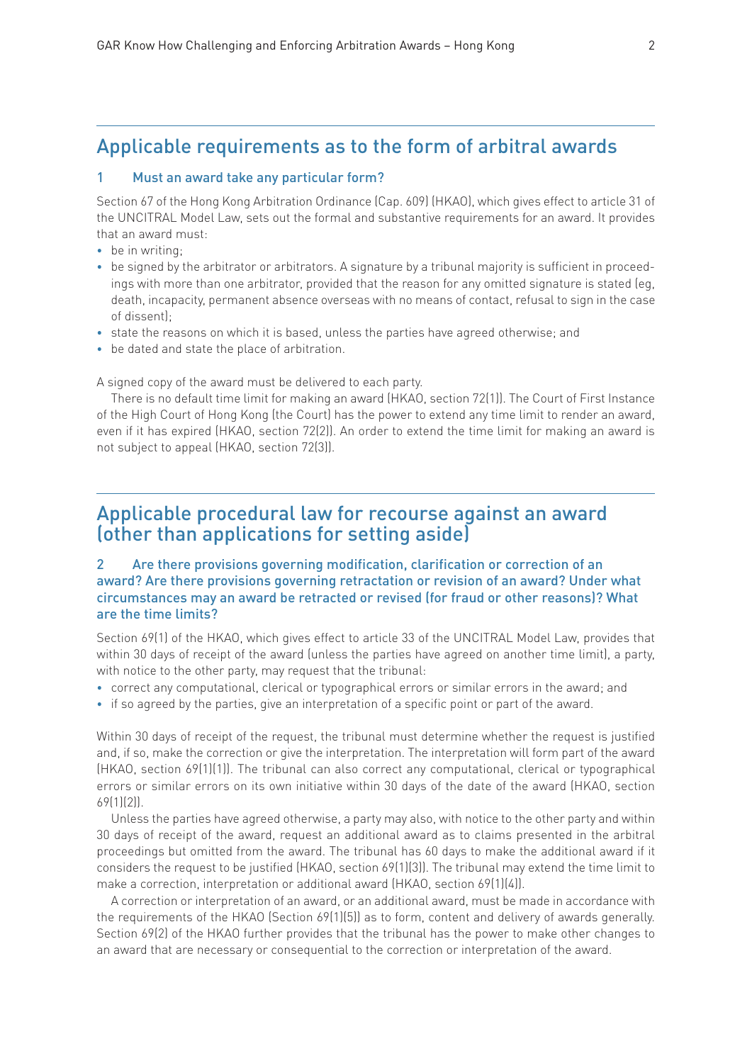## Applicable requirements as to the form of arbitral awards

### 1 Must an award take any particular form?

Section 67 of the Hong Kong Arbitration Ordinance (Cap. 609) (HKAO), which gives effect to article 31 of the UNCITRAL Model Law, sets out the formal and substantive requirements for an award. It provides that an award must:

- be in writing;
- be signed by the arbitrator or arbitrators. A signature by a tribunal majority is sufficient in proceedings with more than one arbitrator, provided that the reason for any omitted signature is stated (eg, death, incapacity, permanent absence overseas with no means of contact, refusal to sign in the case of dissent);
- state the reasons on which it is based, unless the parties have agreed otherwise; and
- be dated and state the place of arbitration.

A signed copy of the award must be delivered to each party.

There is no default time limit for making an award (HKAO, section 72(1)). The Court of First Instance of the High Court of Hong Kong (the Court) has the power to extend any time limit to render an award, even if it has expired (HKAO, section 72(2)). An order to extend the time limit for making an award is not subject to appeal (HKAO, section 72(3)).

## Applicable procedural law for recourse against an award (other than applications for setting aside)

### 2 Are there provisions governing modification, clarification or correction of an award? Are there provisions governing retractation or revision of an award? Under what circumstances may an award be retracted or revised (for fraud or other reasons)? What are the time limits?

Section 69(1) of the HKAO, which gives effect to article 33 of the UNCITRAL Model Law, provides that within 30 days of receipt of the award (unless the parties have agreed on another time limit), a party, with notice to the other party, may request that the tribunal:

- correct any computational, clerical or typographical errors or similar errors in the award; and
- if so agreed by the parties, give an interpretation of a specific point or part of the award.

Within 30 days of receipt of the request, the tribunal must determine whether the request is justified and, if so, make the correction or give the interpretation. The interpretation will form part of the award (HKAO, section 69(1)(1)). The tribunal can also correct any computational, clerical or typographical errors or similar errors on its own initiative within 30 days of the date of the award (HKAO, section 69(1)(2)).

Unless the parties have agreed otherwise, a party may also, with notice to the other party and within 30 days of receipt of the award, request an additional award as to claims presented in the arbitral proceedings but omitted from the award. The tribunal has 60 days to make the additional award if it considers the request to be justified (HKAO, section 69(1)(3)). The tribunal may extend the time limit to make a correction, interpretation or additional award (HKAO, section 69(1)(4)).

A correction or interpretation of an award, or an additional award, must be made in accordance with the requirements of the HKAO (Section 69(1)(5)) as to form, content and delivery of awards generally. Section 69(2) of the HKAO further provides that the tribunal has the power to make other changes to an award that are necessary or consequential to the correction or interpretation of the award.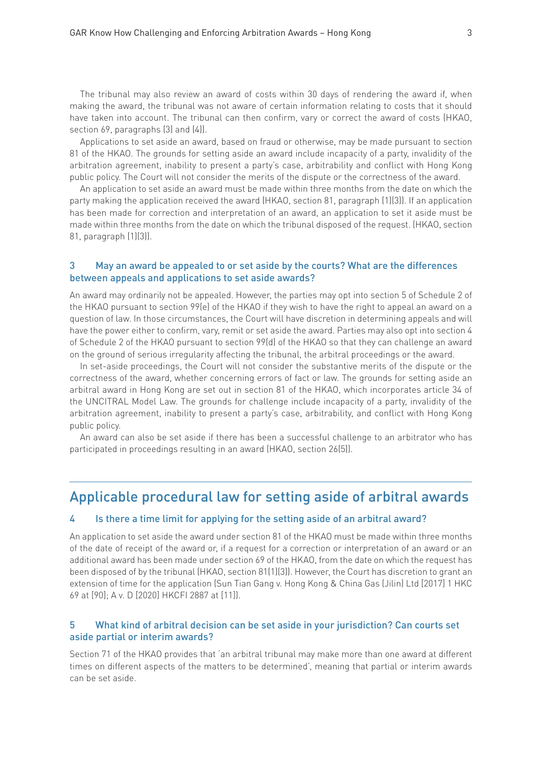The tribunal may also review an award of costs within 30 days of rendering the award if, when making the award, the tribunal was not aware of certain information relating to costs that it should have taken into account. The tribunal can then confirm, vary or correct the award of costs (HKAO, section 69, paragraphs (3) and (4)).

Applications to set aside an award, based on fraud or otherwise, may be made pursuant to section 81 of the HKAO. The grounds for setting aside an award include incapacity of a party, invalidity of the arbitration agreement, inability to present a party's case, arbitrability and conflict with Hong Kong public policy. The Court will not consider the merits of the dispute or the correctness of the award.

An application to set aside an award must be made within three months from the date on which the party making the application received the award (HKAO, section 81, paragraph (1)(3)). If an application has been made for correction and interpretation of an award, an application to set it aside must be made within three months from the date on which the tribunal disposed of the request. (HKAO, section 81, paragraph (1)(3)).

### 3 May an award be appealed to or set aside by the courts? What are the differences between appeals and applications to set aside awards?

An award may ordinarily not be appealed. However, the parties may opt into section 5 of Schedule 2 of the HKAO pursuant to section 99(e) of the HKAO if they wish to have the right to appeal an award on a question of law. In those circumstances, the Court will have discretion in determining appeals and will have the power either to confirm, vary, remit or set aside the award. Parties may also opt into section 4 of Schedule 2 of the HKAO pursuant to section 99(d) of the HKAO so that they can challenge an award on the ground of serious irregularity affecting the tribunal, the arbitral proceedings or the award.

In set-aside proceedings, the Court will not consider the substantive merits of the dispute or the correctness of the award, whether concerning errors of fact or law. The grounds for setting aside an arbitral award in Hong Kong are set out in section 81 of the HKAO, which incorporates article 34 of the UNCITRAL Model Law. The grounds for challenge include incapacity of a party, invalidity of the arbitration agreement, inability to present a party's case, arbitrability, and conflict with Hong Kong public policy.

An award can also be set aside if there has been a successful challenge to an arbitrator who has participated in proceedings resulting in an award (HKAO, section 26(5)).

## Applicable procedural law for setting aside of arbitral awards

### 4 Is there a time limit for applying for the setting aside of an arbitral award?

An application to set aside the award under section 81 of the HKAO must be made within three months of the date of receipt of the award or, if a request for a correction or interpretation of an award or an additional award has been made under section 69 of the HKAO, from the date on which the request has been disposed of by the tribunal (HKAO, section 81(1)(3)). However, the Court has discretion to grant an extension of time for the application (Sun Tian Gang v. Hong Kong & China Gas (Jilin) Ltd [2017] 1 HKC 69 at [90]; A v. D [2020] HKCFI 2887 at [11]).

### 5 What kind of arbitral decision can be set aside in your jurisdiction? Can courts set aside partial or interim awards?

Section 71 of the HKAO provides that 'an arbitral tribunal may make more than one award at different times on different aspects of the matters to be determined', meaning that partial or interim awards can be set aside.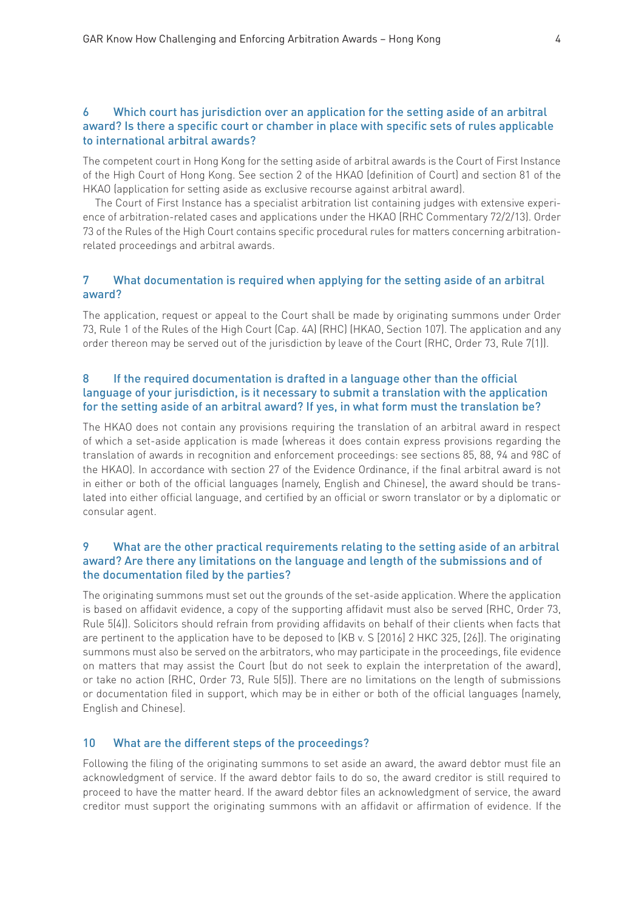### 6 Which court has jurisdiction over an application for the setting aside of an arbitral award? Is there a specific court or chamber in place with specific sets of rules applicable to international arbitral awards?

The competent court in Hong Kong for the setting aside of arbitral awards is the Court of First Instance of the High Court of Hong Kong. See section 2 of the HKAO (definition of Court) and section 81 of the HKAO (application for setting aside as exclusive recourse against arbitral award).

The Court of First Instance has a specialist arbitration list containing judges with extensive experience of arbitration-related cases and applications under the HKAO (RHC Commentary 72/2/13). Order 73 of the Rules of the High Court contains specific procedural rules for matters concerning arbitration-related proceedings and arbitral awards.

### 7 What documentation is required when applying for the setting aside of an arbitral award?

The application, request or appeal to the Court shall be made by originating summons under Order 73, Rule 1 of the Rules of the High Court (Cap. 4A) (RHC) (HKAO, Section 107). The application and any order thereon may be served out of the jurisdiction by leave of the Court (RHC, Order 73, Rule 7(1)).

### 8 If the required documentation is drafted in a language other than the official language of your jurisdiction, is it necessary to submit a translation with the application for the setting aside of an arbitral award? If yes, in what form must the translation be?

The HKAO does not contain any provisions requiring the translation of an arbitral award in respect of which a set-aside application is made (whereas it does contain express provisions regarding the translation of awards in recognition and enforcement proceedings: see sections 85, 88, 94 and 98C of the HKAO). In accordance with section 27 of the Evidence Ordinance, if the final arbitral award is not in either or both of the official languages (namely, English and Chinese), the award should be translated into either official language, and certified by an official or sworn translator or by a diplomatic or consular agent.

### 9 What are the other practical requirements relating to the setting aside of an arbitral award? Are there any limitations on the language and length of the submissions and of the documentation filed by the parties?

The originating summons must set out the grounds of the set-aside application. Where the application is based on affidavit evidence, a copy of the supporting affidavit must also be served (RHC, Order 73, Rule 5(4)). Solicitors should refrain from providing affidavits on behalf of their clients when facts that are pertinent to the application have to be deposed to (KB v. S [2016] 2 HKC 325, [26]). The originating summons must also be served on the arbitrators, who may participate in the proceedings, file evidence on matters that may assist the Court (but do not seek to explain the interpretation of the award), or take no action (RHC, Order 73, Rule 5(5)). There are no limitations on the length of submissions or documentation filed in support, which may be in either or both of the official languages (namely, English and Chinese).

### 10 What are the different steps of the proceedings?

Following the filing of the originating summons to set aside an award, the award debtor must file an acknowledgment of service. If the award debtor fails to do so, the award creditor is still required to proceed to have the matter heard. If the award debtor files an acknowledgment of service, the award creditor must support the originating summons with an affidavit or affirmation of evidence. If the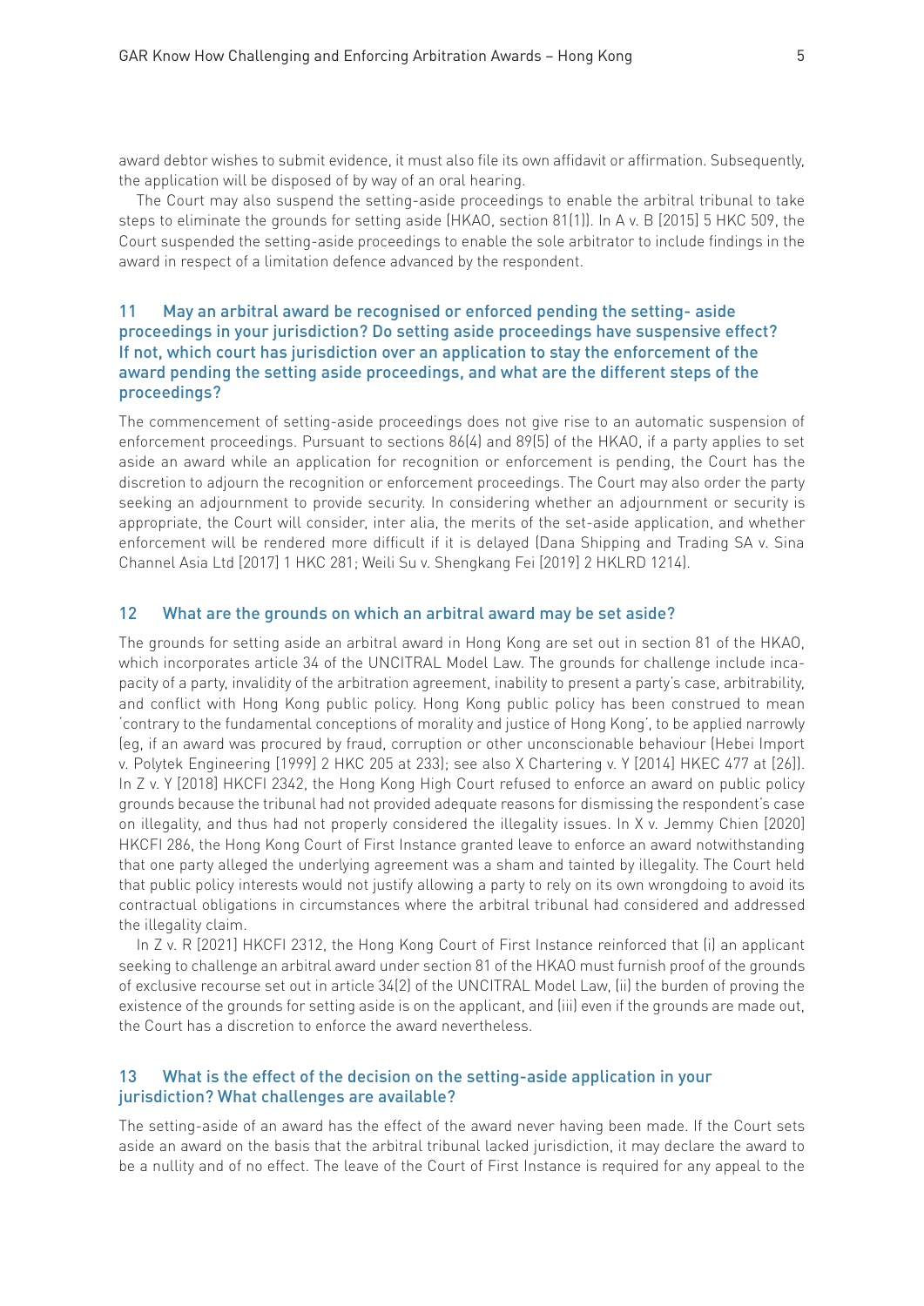award debtor wishes to submit evidence, it must also file its own affidavit or affirmation. Subsequently, the application will be disposed of by way of an oral hearing.

The Court may also suspend the setting-aside proceedings to enable the arbitral tribunal to take steps to eliminate the grounds for setting aside (HKAO, section 81(1)). In A v. B [2015] 5 HKC 509, the Court suspended the setting-aside proceedings to enable the sole arbitrator to include findings in the award in respect of a limitation defence advanced by the respondent.

## 11 May an arbitral award be recognised or enforced pending the setting- aside proceedings in your jurisdiction? Do setting aside proceedings have suspensive effect? If not, which court has jurisdiction over an application to stay the enforcement of the award pending the setting aside proceedings, and what are the different steps of the proceedings?

The commencement of setting-aside proceedings does not give rise to an automatic suspension of enforcement proceedings. Pursuant to sections 86(4) and 89(5) of the HKAO, if a party applies to set aside an award while an application for recognition or enforcement is pending, the Court has the discretion to adjourn the recognition or enforcement proceedings. The Court may also order the party seeking an adjournment to provide security. In considering whether an adjournment or security is appropriate, the Court will consider, inter alia, the merits of the set-aside application, and whether enforcement will be rendered more difficult if it is delayed (Dana Shipping and Trading SA v. Sina Channel Asia Ltd [2017] 1 HKC 281; Weili Su v. Shengkang Fei [2019] 2 HKLRD 1214).

## 12 What are the grounds on which an arbitral award may be set aside?

The grounds for setting aside an arbitral award in Hong Kong are set out in section 81 of the HKAO, which incorporates article 34 of the UNCITRAL Model Law. The grounds for challenge include incapacity of a party, invalidity of the arbitration agreement, inability to present a party's case, arbitrability, and conflict with Hong Kong public policy. Hong Kong public policy has been construed to mean 'contrary to the fundamental conceptions of morality and justice of Hong Kong', to be applied narrowly (eg, if an award was procured by fraud, corruption or other unconscionable behaviour (Hebei Import v. Polytek Engineering [1999] 2 HKC 205 at 233); see also X Chartering v. Y [2014] HKEC 477 at [26]). In Z v. Y [2018] HKCFI 2342, the Hong Kong High Court refused to enforce an award on public policy grounds because the tribunal had not provided adequate reasons for dismissing the respondent's case on illegality, and thus had not properly considered the illegality issues. In X v. Jemmy Chien [2020] HKCFI 286, the Hong Kong Court of First Instance granted leave to enforce an award notwithstanding that one party alleged the underlying agreement was a sham and tainted by illegality. The Court held that public policy interests would not justify allowing a party to rely on its own wrongdoing to avoid its contractual obligations in circumstances where the arbitral tribunal had considered and addressed the illegality claim.

In Z v. R [2021] HKCFI 2312, the Hong Kong Court of First Instance reinforced that (i) an applicant seeking to challenge an arbitral award under section 81 of the HKAO must furnish proof of the grounds of exclusive recourse set out in article 34(2) of the UNCITRAL Model Law, (ii) the burden of proving the existence of the grounds for setting aside is on the applicant, and (iii) even if the grounds are made out, the Court has a discretion to enforce the award nevertheless.

## 13 What is the effect of the decision on the setting-aside application in your jurisdiction? What challenges are available?

The setting-aside of an award has the effect of the award never having been made. If the Court sets aside an award on the basis that the arbitral tribunal lacked jurisdiction, it may declare the award to be a nullity and of no effect. The leave of the Court of First Instance is required for any appeal to the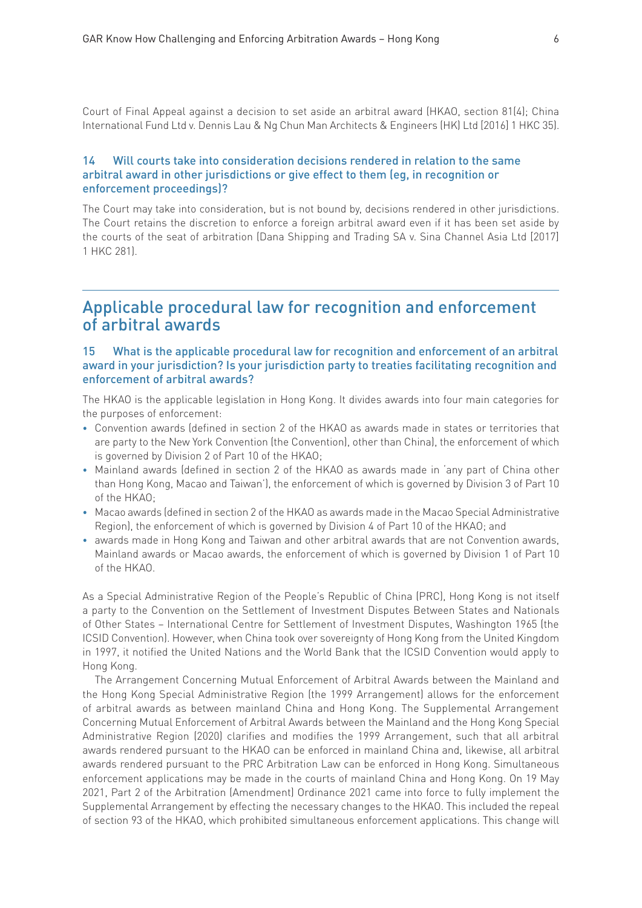Court of Final Appeal against a decision to set aside an arbitral award (HKAO, section 81(4); China International Fund Ltd v. Dennis Lau & Ng Chun Man Architects & Engineers (HK) Ltd [2016] 1 HKC 35).

### 14 Will courts take into consideration decisions rendered in relation to the same arbitral award in other jurisdictions or give effect to them (eg, in recognition or enforcement proceedings)?

The Court may take into consideration, but is not bound by, decisions rendered in other jurisdictions. The Court retains the discretion to enforce a foreign arbitral award even if it has been set aside by the courts of the seat of arbitration (Dana Shipping and Trading SA v. Sina Channel Asia Ltd [2017] 1 HKC 281).

## Applicable procedural law for recognition and enforcement of arbitral awards

### 15 What is the applicable procedural law for recognition and enforcement of an arbitral award in your jurisdiction? Is your jurisdiction party to treaties facilitating recognition and enforcement of arbitral awards?

The HKAO is the applicable legislation in Hong Kong. It divides awards into four main categories for the purposes of enforcement:

- Convention awards (defined in section 2 of the HKAO as awards made in states or territories that are party to the New York Convention (the Convention), other than China), the enforcement of which is governed by Division 2 of Part 10 of the HKAO;
- Mainland awards (defined in section 2 of the HKAO as awards made in 'any part of China other than Hong Kong, Macao and Taiwan'), the enforcement of which is governed by Division 3 of Part 10 of the HKAO;
- Macao awards (defined in section 2 of the HKAO as awards made in the Macao Special Administrative Region), the enforcement of which is governed by Division 4 of Part 10 of the HKAO; and
- awards made in Hong Kong and Taiwan and other arbitral awards that are not Convention awards, Mainland awards or Macao awards, the enforcement of which is governed by Division 1 of Part 10 of the HKAO.

As a Special Administrative Region of the People's Republic of China (PRC), Hong Kong is not itself a party to the Convention on the Settlement of Investment Disputes Between States and Nationals of Other States – International Centre for Settlement of Investment Disputes, Washington 1965 (the ICSID Convention). However, when China took over sovereignty of Hong Kong from the United Kingdom in 1997, it notified the United Nations and the World Bank that the ICSID Convention would apply to Hong Kong.

The Arrangement Concerning Mutual Enforcement of Arbitral Awards between the Mainland and the Hong Kong Special Administrative Region (the 1999 Arrangement) allows for the enforcement of arbitral awards as between mainland China and Hong Kong. The Supplemental Arrangement Concerning Mutual Enforcement of Arbitral Awards between the Mainland and the Hong Kong Special Administrative Region (2020) clarifies and modifies the 1999 Arrangement, such that all arbitral awards rendered pursuant to the HKAO can be enforced in mainland China and, likewise, all arbitral awards rendered pursuant to the PRC Arbitration Law can be enforced in Hong Kong. Simultaneous enforcement applications may be made in the courts of mainland China and Hong Kong. On 19 May 2021, Part 2 of the Arbitration (Amendment) Ordinance 2021 came into force to fully implement the Supplemental Arrangement by effecting the necessary changes to the HKAO. This included the repeal of section 93 of the HKAO, which prohibited simultaneous enforcement applications. This change will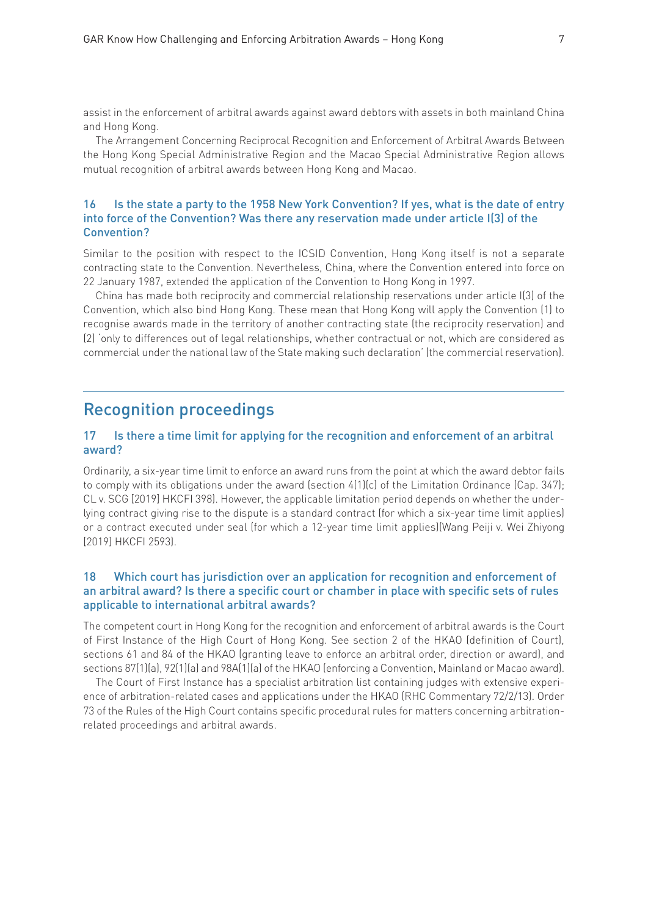assist in the enforcement of arbitral awards against award debtors with assets in both mainland China and Hong Kong.

The Arrangement Concerning Reciprocal Recognition and Enforcement of Arbitral Awards Between the Hong Kong Special Administrative Region and the Macao Special Administrative Region allows mutual recognition of arbitral awards between Hong Kong and Macao.

### 16 Is the state a party to the 1958 New York Convention? If yes, what is the date of entry into force of the Convention? Was there any reservation made under article I(3) of the Convention?

Similar to the position with respect to the ICSID Convention, Hong Kong itself is not a separate contracting state to the Convention. Nevertheless, China, where the Convention entered into force on 22 January 1987, extended the application of the Convention to Hong Kong in 1997.

China has made both reciprocity and commercial relationship reservations under article I(3) of the Convention, which also bind Hong Kong. These mean that Hong Kong will apply the Convention (1) to recognise awards made in the territory of another contracting state (the reciprocity reservation) and (2) 'only to differences out of legal relationships, whether contractual or not, which are considered as commercial under the national law of the State making such declaration' (the commercial reservation).

## Recognition proceedings

### 17 Is there a time limit for applying for the recognition and enforcement of an arbitral award?

Ordinarily, a six-year time limit to enforce an award runs from the point at which the award debtor fails to comply with its obligations under the award (section 4(1)(c) of the Limitation Ordinance (Cap. 347); CL v. SCG [2019] HKCFI 398). However, the applicable limitation period depends on whether the underlying contract giving rise to the dispute is a standard contract (for which a six-year time limit applies) or a contract executed under seal (for which a 12-year time limit applies)(Wang Peiji v. Wei Zhiyong [2019] HKCFI 2593).

### 18 Which court has jurisdiction over an application for recognition and enforcement of an arbitral award? Is there a specific court or chamber in place with specific sets of rules applicable to international arbitral awards?

The competent court in Hong Kong for the recognition and enforcement of arbitral awards is the Court of First Instance of the High Court of Hong Kong. See section 2 of the HKAO (definition of Court), sections 61 and 84 of the HKAO (granting leave to enforce an arbitral order, direction or award), and sections 87(1)(a), 92(1)(a) and 98A(1)(a) of the HKAO (enforcing a Convention, Mainland or Macao award).

The Court of First Instance has a specialist arbitration list containing judges with extensive experience of arbitration-related cases and applications under the HKAO (RHC Commentary 72/2/13). Order 73 of the Rules of the High Court contains specific procedural rules for matters concerning arbitration-related proceedings and arbitral awards.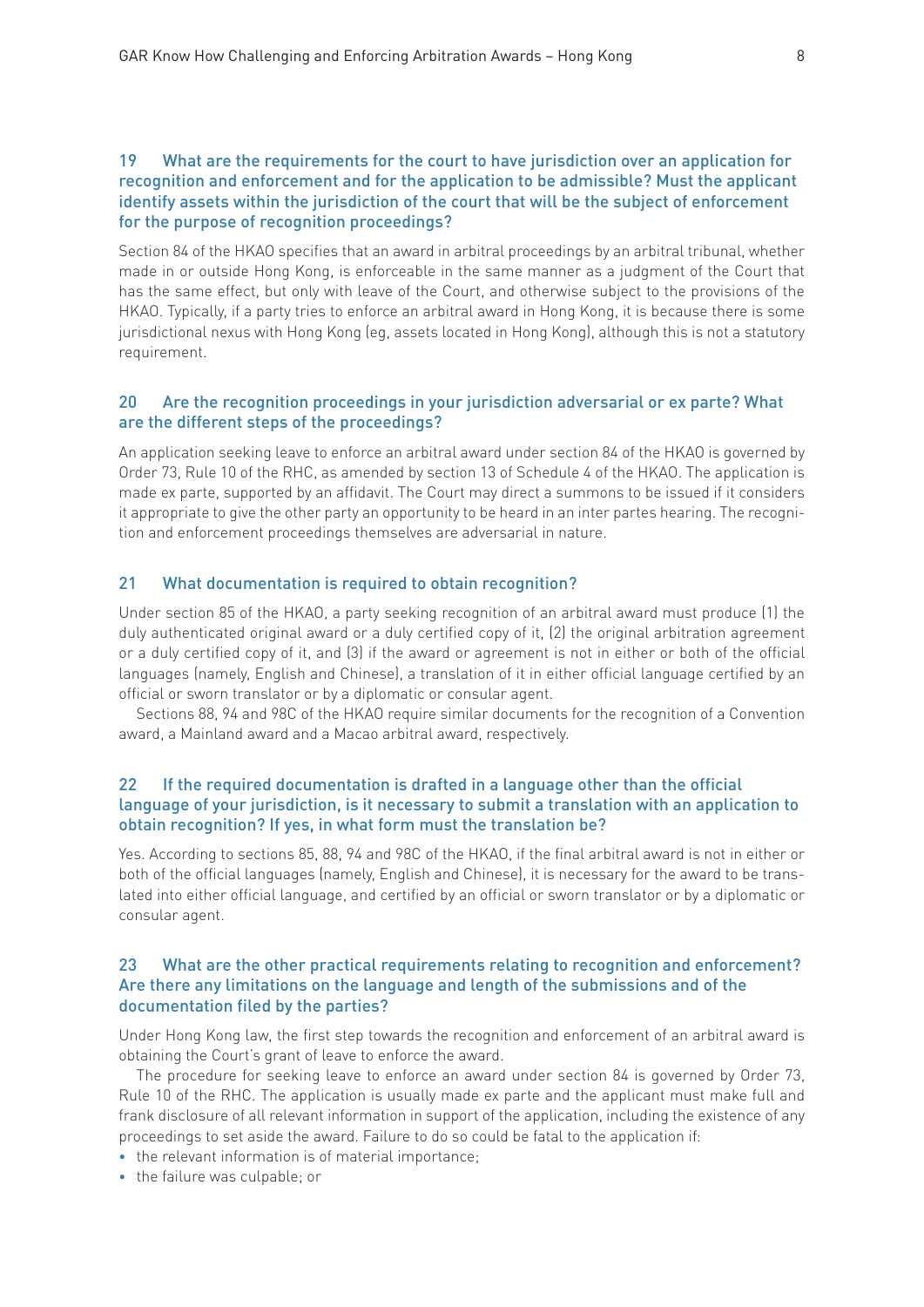### 19 What are the requirements for the court to have jurisdiction over an application for recognition and enforcement and for the application to be admissible? Must the applicant identify assets within the jurisdiction of the court that will be the subject of enforcement for the purpose of recognition proceedings?

Section 84 of the HKAO specifies that an award in arbitral proceedings by an arbitral tribunal, whether made in or outside Hong Kong, is enforceable in the same manner as a judgment of the Court that has the same effect, but only with leave of the Court, and otherwise subject to the provisions of the HKAO. Typically, if a party tries to enforce an arbitral award in Hong Kong, it is because there is some jurisdictional nexus with Hong Kong (eg, assets located in Hong Kong), although this is not a statutory requirement.

### 20 Are the recognition proceedings in your jurisdiction adversarial or ex parte? What are the different steps of the proceedings?

An application seeking leave to enforce an arbitral award under section 84 of the HKAO is governed by Order 73, Rule 10 of the RHC, as amended by section 13 of Schedule 4 of the HKAO. The application is made ex parte, supported by an affidavit. The Court may direct a summons to be issued if it considers it appropriate to give the other party an opportunity to be heard in an inter partes hearing. The recognition and enforcement proceedings themselves are adversarial in nature.

### 21 What documentation is required to obtain recognition?

Under section 85 of the HKAO, a party seeking recognition of an arbitral award must produce (1) the duly authenticated original award or a duly certified copy of it, (2) the original arbitration agreement or a duly certified copy of it, and (3) if the award or agreement is not in either or both of the official languages (namely, English and Chinese), a translation of it in either official language certified by an official or sworn translator or by a diplomatic or consular agent.

Sections 88, 94 and 98C of the HKAO require similar documents for the recognition of a Convention award, a Mainland award and a Macao arbitral award, respectively.

### 22 If the required documentation is drafted in a language other than the official language of your jurisdiction, is it necessary to submit a translation with an application to obtain recognition? If yes, in what form must the translation be?

Yes. According to sections 85, 88, 94 and 98C of the HKAO, if the final arbitral award is not in either or both of the official languages (namely, English and Chinese), it is necessary for the award to be translated into either official language, and certified by an official or sworn translator or by a diplomatic or consular agent.

### 23 What are the other practical requirements relating to recognition and enforcement? Are there any limitations on the language and length of the submissions and of the documentation filed by the parties?

Under Hong Kong law, the first step towards the recognition and enforcement of an arbitral award is obtaining the Court's grant of leave to enforce the award.

The procedure for seeking leave to enforce an award under section 84 is governed by Order 73, Rule 10 of the RHC. The application is usually made ex parte and the applicant must make full and frank disclosure of all relevant information in support of the application, including the existence of any proceedings to set aside the award. Failure to do so could be fatal to the application if:

- the relevant information is of material importance;
- the failure was culpable; or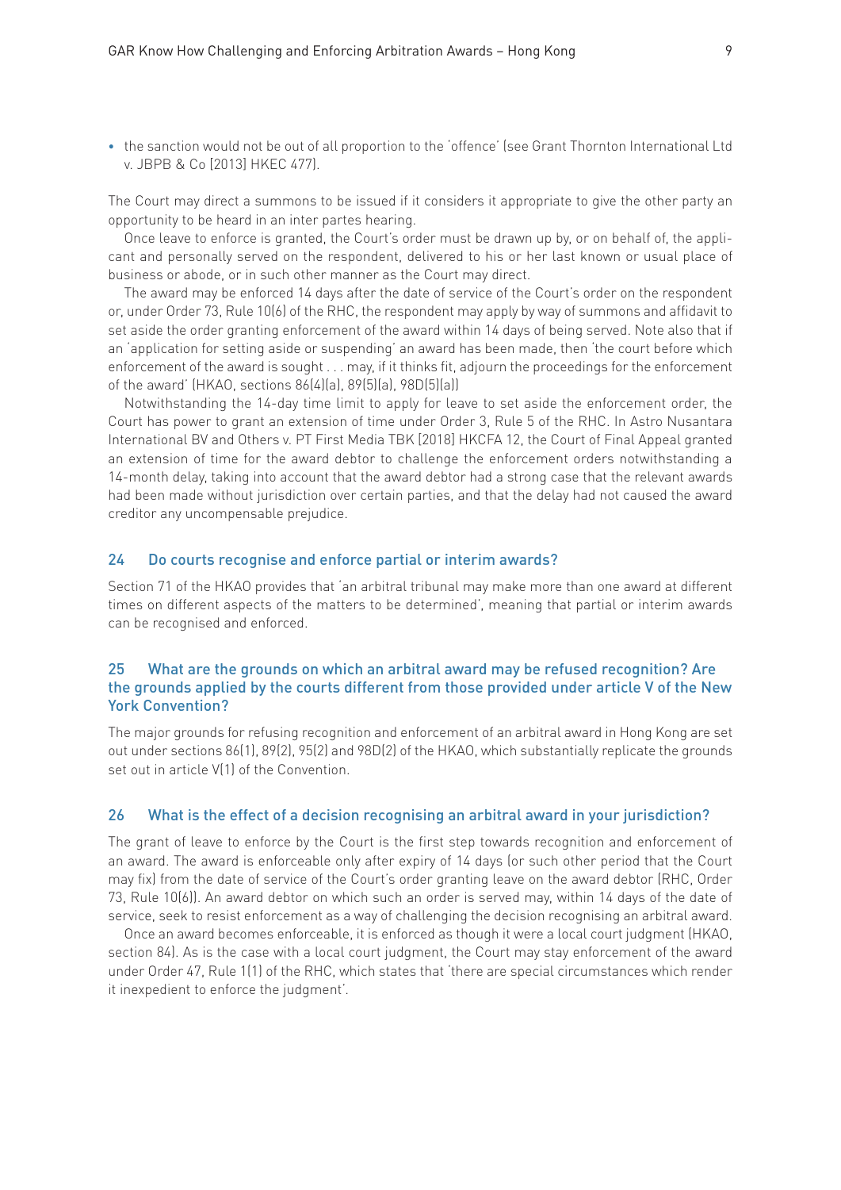- the sanction would not be out of all proportion to the 'offence' (see Grant Thornton International Ltd v. JBPB & Co [2013] HKEC 477).

The Court may direct a summons to be issued if it considers it appropriate to give the other party an opportunity to be heard in an inter partes hearing.

Once leave to enforce is granted, the Court's order must be drawn up by, or on behalf of, the applicant and personally served on the respondent, delivered to his or her last known or usual place of business or abode, or in such other manner as the Court may direct.

The award may be enforced 14 days after the date of service of the Court's order on the respondent or, under Order 73, Rule 10(6) of the RHC, the respondent may apply by way of summons and affidavit to set aside the order granting enforcement of the award within 14 days of being served. Note also that if an 'application for setting aside or suspending' an award has been made, then 'the court before which enforcement of the award is sought . . . may, if it thinks fit, adjourn the proceedings for the enforcement of the award' (HKAO, sections 86(4)(a), 89(5)(a), 98D(5)(a))

Notwithstanding the 14-day time limit to apply for leave to set aside the enforcement order, the Court has power to grant an extension of time under Order 3, Rule 5 of the RHC. In Astro Nusantara International BV and Others v. PT First Media TBK [2018] HKCFA 12, the Court of Final Appeal granted an extension of time for the award debtor to challenge the enforcement orders notwithstanding a 14-month delay, taking into account that the award debtor had a strong case that the relevant awards had been made without jurisdiction over certain parties, and that the delay had not caused the award creditor any uncompensable prejudice.

## 24 Do courts recognise and enforce partial or interim awards?

Section 71 of the HKAO provides that 'an arbitral tribunal may make more than one award at different times on different aspects of the matters to be determined', meaning that partial or interim awards can be recognised and enforced.

## 25 What are the grounds on which an arbitral award may be refused recognition? Are the grounds applied by the courts different from those provided under article V of the New York Convention?

The major grounds for refusing recognition and enforcement of an arbitral award in Hong Kong are set out under sections 86(1), 89(2), 95(2) and 98D(2) of the HKAO, which substantially replicate the grounds set out in article V(1) of the Convention.

## 26 What is the effect of a decision recognising an arbitral award in your jurisdiction?

The grant of leave to enforce by the Court is the first step towards recognition and enforcement of an award. The award is enforceable only after expiry of 14 days (or such other period that the Court may fix) from the date of service of the Court's order granting leave on the award debtor (RHC, Order 73, Rule 10(6)). An award debtor on which such an order is served may, within 14 days of the date of service, seek to resist enforcement as a way of challenging the decision recognising an arbitral award.

Once an award becomes enforceable, it is enforced as though it were a local court judgment (HKAO, section 84). As is the case with a local court judgment, the Court may stay enforcement of the award under Order 47, Rule 1(1) of the RHC, which states that 'there are special circumstances which render it inexpedient to enforce the judgment'.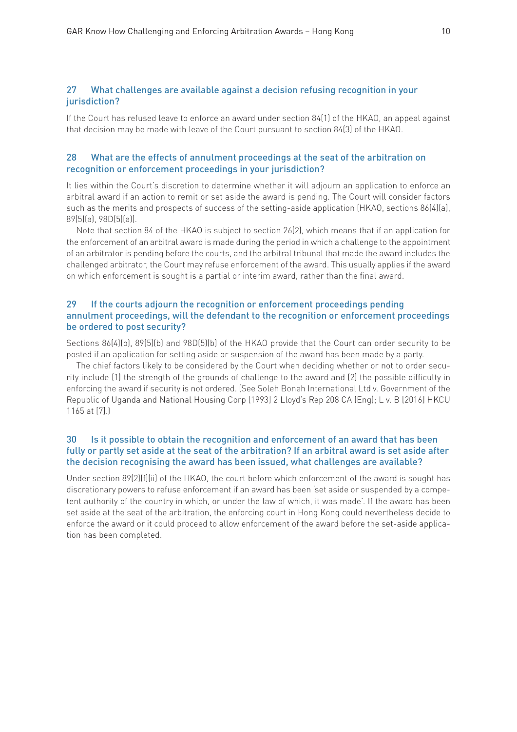### 27 What challenges are available against a decision refusing recognition in your jurisdiction?

If the Court has refused leave to enforce an award under section 84(1) of the HKAO, an appeal against that decision may be made with leave of the Court pursuant to section 84(3) of the HKAO.

### 28 What are the effects of annulment proceedings at the seat of the arbitration on recognition or enforcement proceedings in your jurisdiction?

It lies within the Court's discretion to determine whether it will adjourn an application to enforce an arbitral award if an action to remit or set aside the award is pending. The Court will consider factors such as the merits and prospects of success of the setting-aside application (HKAO, sections 86(4)(a), 89(5)(a), 98D(5)(a)).

Note that section 84 of the HKAO is subject to section 26(2), which means that if an application for the enforcement of an arbitral award is made during the period in which a challenge to the appointment of an arbitrator is pending before the courts, and the arbitral tribunal that made the award includes the challenged arbitrator, the Court may refuse enforcement of the award. This usually applies if the award on which enforcement is sought is a partial or interim award, rather than the final award.

### 29 If the courts adjourn the recognition or enforcement proceedings pending annulment proceedings, will the defendant to the recognition or enforcement proceedings be ordered to post security?

Sections 86(4)(b), 89(5)(b) and 98D(5)(b) of the HKAO provide that the Court can order security to be posted if an application for setting aside or suspension of the award has been made by a party.

The chief factors likely to be considered by the Court when deciding whether or not to order security include (1) the strength of the grounds of challenge to the award and (2) the possible difficulty in enforcing the award if security is not ordered. (See Soleh Boneh International Ltd v. Government of the Republic of Uganda and National Housing Corp [1993] 2 Lloyd's Rep 208 CA (Eng); L v. B [2016] HKCU 1165 at [7].)

### 30 Is it possible to obtain the recognition and enforcement of an award that has been fully or partly set aside at the seat of the arbitration? If an arbitral award is set aside after the decision recognising the award has been issued, what challenges are available?

Under section 89(2)(f)(ii) of the HKAO, the court before which enforcement of the award is sought has discretionary powers to refuse enforcement if an award has been 'set aside or suspended by a competent authority of the country in which, or under the law of which, it was made'. If the award has been set aside at the seat of the arbitration, the enforcing court in Hong Kong could nevertheless decide to enforce the award or it could proceed to allow enforcement of the award before the set-aside application has been completed.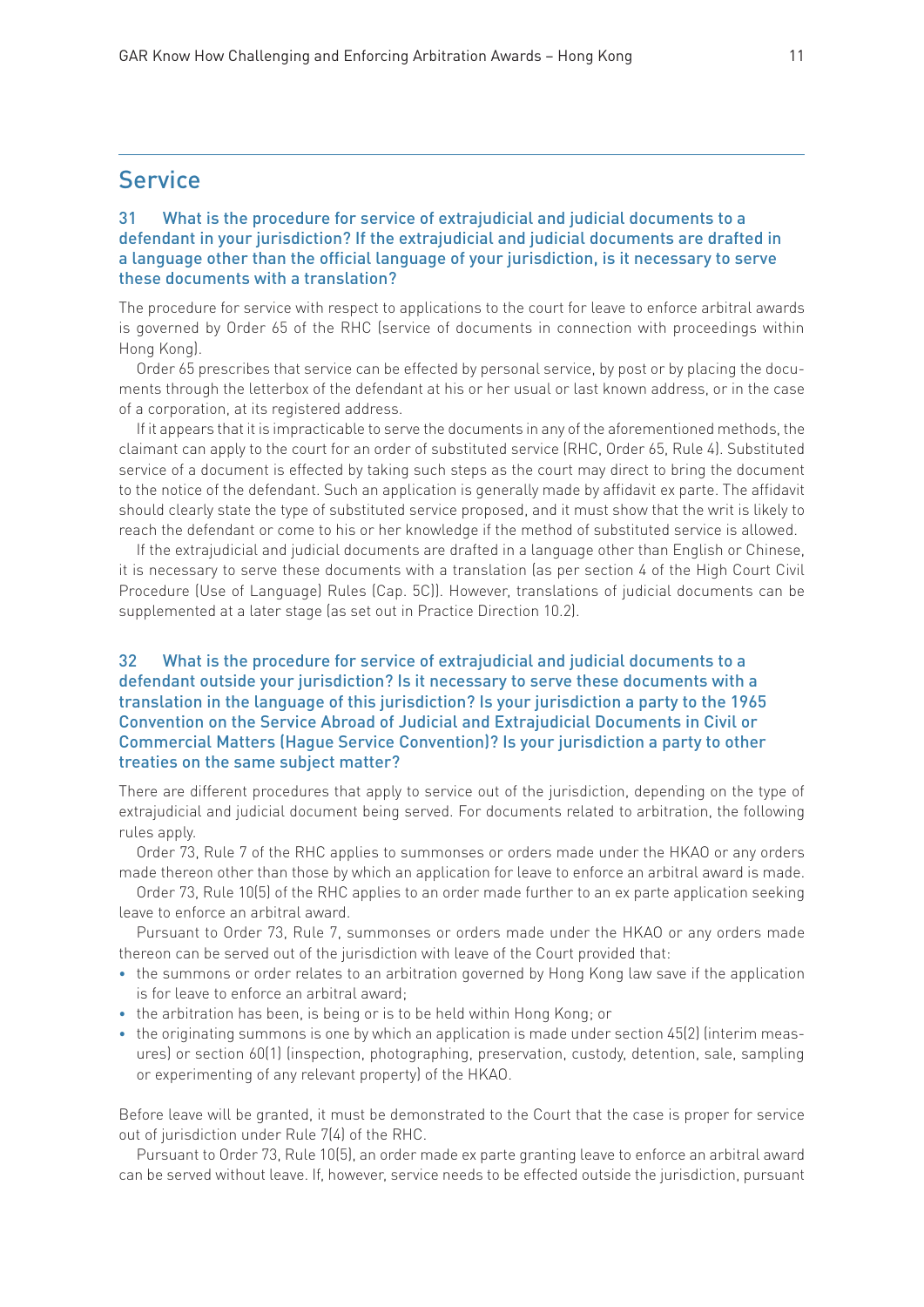## Service

### 31 What is the procedure for service of extrajudicial and judicial documents to a defendant in your jurisdiction? If the extrajudicial and judicial documents are drafted in a language other than the official language of your jurisdiction, is it necessary to serve these documents with a translation?

The procedure for service with respect to applications to the court for leave to enforce arbitral awards is governed by Order 65 of the RHC (service of documents in connection with proceedings within Hong Kong).

Order 65 prescribes that service can be effected by personal service, by post or by placing the documents through the letterbox of the defendant at his or her usual or last known address, or in the case of a corporation, at its registered address.

If it appears that it is impracticable to serve the documents in any of the aforementioned methods, the claimant can apply to the court for an order of substituted service (RHC, Order 65, Rule 4). Substituted service of a document is effected by taking such steps as the court may direct to bring the document to the notice of the defendant. Such an application is generally made by affidavit ex parte. The affidavit should clearly state the type of substituted service proposed, and it must show that the writ is likely to reach the defendant or come to his or her knowledge if the method of substituted service is allowed.

If the extrajudicial and judicial documents are drafted in a language other than English or Chinese, it is necessary to serve these documents with a translation (as per section 4 of the High Court Civil Procedure (Use of Language) Rules (Cap. 5C)). However, translations of judicial documents can be supplemented at a later stage (as set out in Practice Direction 10.2).

### 32 What is the procedure for service of extrajudicial and judicial documents to a defendant outside your jurisdiction? Is it necessary to serve these documents with a translation in the language of this jurisdiction? Is your jurisdiction a party to the 1965 Convention on the Service Abroad of Judicial and Extrajudicial Documents in Civil or Commercial Matters (Hague Service Convention)? Is your jurisdiction a party to other treaties on the same subject matter?

There are different procedures that apply to service out of the jurisdiction, depending on the type of extrajudicial and judicial document being served. For documents related to arbitration, the following rules apply.

Order 73, Rule 7 of the RHC applies to summonses or orders made under the HKAO or any orders made thereon other than those by which an application for leave to enforce an arbitral award is made.

Order 73, Rule 10(5) of the RHC applies to an order made further to an ex parte application seeking leave to enforce an arbitral award.

Pursuant to Order 73, Rule 7, summonses or orders made under the HKAO or any orders made thereon can be served out of the jurisdiction with leave of the Court provided that:

- the summons or order relates to an arbitration governed by Hong Kong law save if the application is for leave to enforce an arbitral award;
- the arbitration has been, is being or is to be held within Hong Kong; or
- the originating summons is one by which an application is made under section 45(2) (interim measures) or section 60(1) (inspection, photographing, preservation, custody, detention, sale, sampling or experimenting of any relevant property) of the HKAO.

Before leave will be granted, it must be demonstrated to the Court that the case is proper for service out of jurisdiction under Rule 7(4) of the RHC.

Pursuant to Order 73, Rule 10(5), an order made ex parte granting leave to enforce an arbitral award can be served without leave. If, however, service needs to be effected outside the jurisdiction, pursuant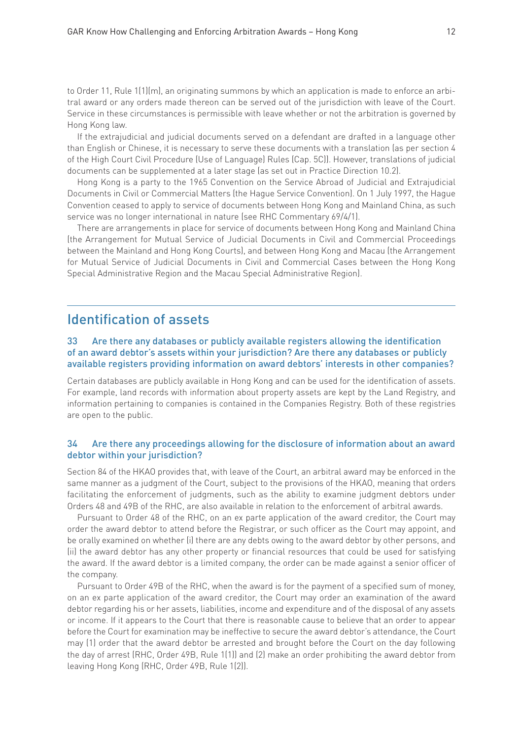to Order 11, Rule 1(1)(m), an originating summons by which an application is made to enforce an arbitral award or any orders made thereon can be served out of the jurisdiction with leave of the Court. Service in these circumstances is permissible with leave whether or not the arbitration is governed by Hong Kong law.

If the extrajudicial and judicial documents served on a defendant are drafted in a language other than English or Chinese, it is necessary to serve these documents with a translation (as per section 4 of the High Court Civil Procedure (Use of Language) Rules (Cap. 5C)). However, translations of judicial documents can be supplemented at a later stage (as set out in Practice Direction 10.2).

Hong Kong is a party to the 1965 Convention on the Service Abroad of Judicial and Extrajudicial Documents in Civil or Commercial Matters (the Hague Service Convention). On 1 July 1997, the Hague Convention ceased to apply to service of documents between Hong Kong and Mainland China, as such service was no longer international in nature (see RHC Commentary 69/4/1).

There are arrangements in place for service of documents between Hong Kong and Mainland China (the Arrangement for Mutual Service of Judicial Documents in Civil and Commercial Proceedings between the Mainland and Hong Kong Courts), and between Hong Kong and Macau (the Arrangement for Mutual Service of Judicial Documents in Civil and Commercial Cases between the Hong Kong Special Administrative Region and the Macau Special Administrative Region).

## Identification of assets

### 33 Are there any databases or publicly available registers allowing the identification of an award debtor's assets within your jurisdiction? Are there any databases or publicly available registers providing information on award debtors' interests in other companies?

Certain databases are publicly available in Hong Kong and can be used for the identification of assets. For example, land records with information about property assets are kept by the Land Registry, and information pertaining to companies is contained in the Companies Registry. Both of these registries are open to the public.

### 34 Are there any proceedings allowing for the disclosure of information about an award debtor within your jurisdiction?

Section 84 of the HKAO provides that, with leave of the Court, an arbitral award may be enforced in the same manner as a judgment of the Court, subject to the provisions of the HKAO, meaning that orders facilitating the enforcement of judgments, such as the ability to examine judgment debtors under Orders 48 and 49B of the RHC, are also available in relation to the enforcement of arbitral awards.

Pursuant to Order 48 of the RHC, on an ex parte application of the award creditor, the Court may order the award debtor to attend before the Registrar, or such officer as the Court may appoint, and be orally examined on whether (i) there are any debts owing to the award debtor by other persons, and (ii) the award debtor has any other property or financial resources that could be used for satisfying the award. If the award debtor is a limited company, the order can be made against a senior officer of the company.

Pursuant to Order 49B of the RHC, when the award is for the payment of a specified sum of money, on an ex parte application of the award creditor, the Court may order an examination of the award debtor regarding his or her assets, liabilities, income and expenditure and of the disposal of any assets or income. If it appears to the Court that there is reasonable cause to believe that an order to appear before the Court for examination may be ineffective to secure the award debtor's attendance, the Court may (1) order that the award debtor be arrested and brought before the Court on the day following the day of arrest (RHC, Order 49B, Rule 1(1)) and (2) make an order prohibiting the award debtor from leaving Hong Kong (RHC, Order 49B, Rule 1(2)).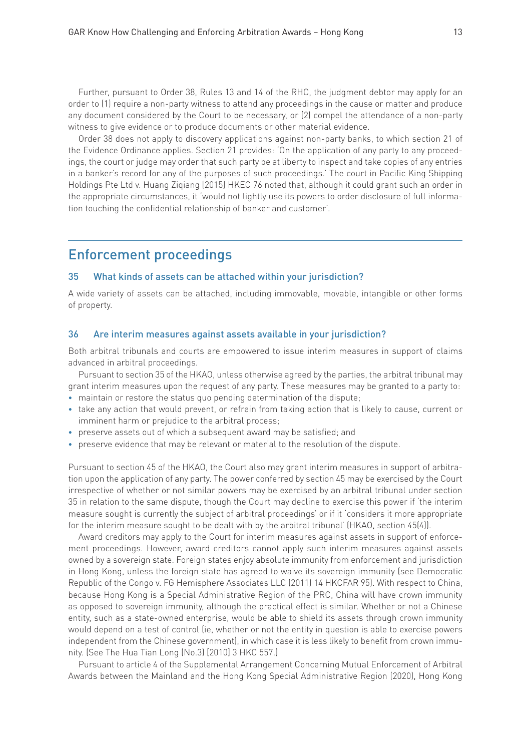Further, pursuant to Order 38, Rules 13 and 14 of the RHC, the judgment debtor may apply for an order to (1) require a non-party witness to attend any proceedings in the cause or matter and produce any document considered by the Court to be necessary, or (2) compel the attendance of a non-party witness to give evidence or to produce documents or other material evidence.

Order 38 does not apply to discovery applications against non-party banks, to which section 21 of the Evidence Ordinance applies. Section 21 provides: 'On the application of any party to any proceedings, the court or judge may order that such party be at liberty to inspect and take copies of any entries in a banker's record for any of the purposes of such proceedings.' The court in Pacific King Shipping Holdings Pte Ltd v. Huang Ziqiang [2015] HKEC 76 noted that, although it could grant such an order in the appropriate circumstances, it 'would not lightly use its powers to order disclosure of full information touching the confidential relationship of banker and customer'.

## Enforcement proceedings

### 35 What kinds of assets can be attached within your jurisdiction?

A wide variety of assets can be attached, including immovable, movable, intangible or other forms of property.

### 36 Are interim measures against assets available in your jurisdiction?

Both arbitral tribunals and courts are empowered to issue interim measures in support of claims advanced in arbitral proceedings.

Pursuant to section 35 of the HKAO, unless otherwise agreed by the parties, the arbitral tribunal may grant interim measures upon the request of any party. These measures may be granted to a party to:

- maintain or restore the status quo pending determination of the dispute;
- take any action that would prevent, or refrain from taking action that is likely to cause, current or imminent harm or prejudice to the arbitral process;
- preserve assets out of which a subsequent award may be satisfied; and
- preserve evidence that may be relevant or material to the resolution of the dispute.

Pursuant to section 45 of the HKAO, the Court also may grant interim measures in support of arbitration upon the application of any party. The power conferred by section 45 may be exercised by the Court irrespective of whether or not similar powers may be exercised by an arbitral tribunal under section 35 in relation to the same dispute, though the Court may decline to exercise this power if 'the interim measure sought is currently the subject of arbitral proceedings' or if it 'considers it more appropriate for the interim measure sought to be dealt with by the arbitral tribunal' (HKAO, section 45(4)).

Award creditors may apply to the Court for interim measures against assets in support of enforcement proceedings. However, award creditors cannot apply such interim measures against assets owned by a sovereign state. Foreign states enjoy absolute immunity from enforcement and jurisdiction in Hong Kong, unless the foreign state has agreed to waive its sovereign immunity (see Democratic Republic of the Congo v. FG Hemisphere Associates LLC (2011) 14 HKCFAR 95). With respect to China, because Hong Kong is a Special Administrative Region of the PRC, China will have crown immunity as opposed to sovereign immunity, although the practical effect is similar. Whether or not a Chinese entity, such as a state-owned enterprise, would be able to shield its assets through crown immunity would depend on a test of control (ie, whether or not the entity in question is able to exercise powers independent from the Chinese government), in which case it is less likely to benefit from crown immunity. (See The Hua Tian Long (No.3) [2010] 3 HKC 557.)

Pursuant to article 4 of the Supplemental Arrangement Concerning Mutual Enforcement of Arbitral Awards between the Mainland and the Hong Kong Special Administrative Region (2020), Hong Kong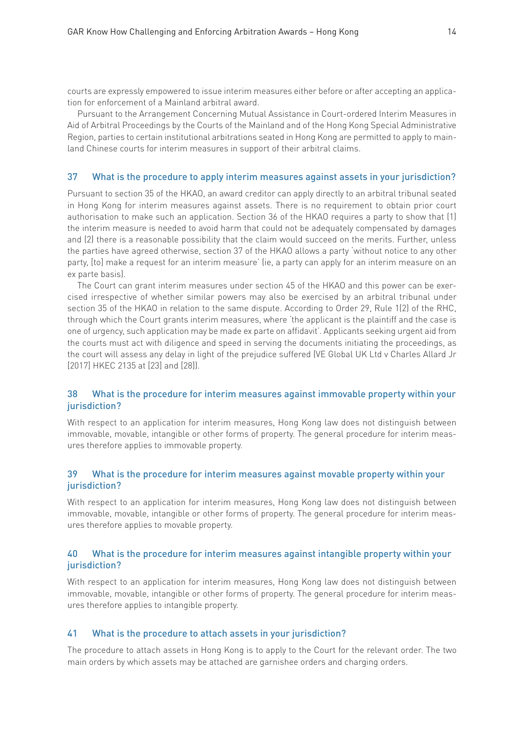courts are expressly empowered to issue interim measures either before or after accepting an application for enforcement of a Mainland arbitral award.

Pursuant to the Arrangement Concerning Mutual Assistance in Court-ordered Interim Measures in Aid of Arbitral Proceedings by the Courts of the Mainland and of the Hong Kong Special Administrative Region, parties to certain institutional arbitrations seated in Hong Kong are permitted to apply to mainland Chinese courts for interim measures in support of their arbitral claims.

### 37 What is the procedure to apply interim measures against assets in your jurisdiction?

Pursuant to section 35 of the HKAO, an award creditor can apply directly to an arbitral tribunal seated in Hong Kong for interim measures against assets. There is no requirement to obtain prior court authorisation to make such an application. Section 36 of the HKAO requires a party to show that (1) the interim measure is needed to avoid harm that could not be adequately compensated by damages and (2) there is a reasonable possibility that the claim would succeed on the merits. Further, unless the parties have agreed otherwise, section 37 of the HKAO allows a party 'without notice to any other party, [to] make a request for an interim measure' (ie, a party can apply for an interim measure on an ex parte basis).

The Court can grant interim measures under section 45 of the HKAO and this power can be exercised irrespective of whether similar powers may also be exercised by an arbitral tribunal under section 35 of the HKAO in relation to the same dispute. According to Order 29, Rule 1(2) of the RHC, through which the Court grants interim measures, where 'the applicant is the plaintiff and the case is one of urgency, such application may be made ex parte on affidavit'. Applicants seeking urgent aid from the courts must act with diligence and speed in serving the documents initiating the proceedings, as the court will assess any delay in light of the prejudice suffered (VE Global UK Ltd v Charles Allard Jr [2017] HKEC 2135 at [23] and [28]).

### 38 What is the procedure for interim measures against immovable property within your jurisdiction?

With respect to an application for interim measures, Hong Kong law does not distinguish between immovable, movable, intangible or other forms of property. The general procedure for interim measures therefore applies to immovable property.

### 39 What is the procedure for interim measures against movable property within your jurisdiction?

With respect to an application for interim measures, Hong Kong law does not distinguish between immovable, movable, intangible or other forms of property. The general procedure for interim measures therefore applies to movable property.

### 40 What is the procedure for interim measures against intangible property within your jurisdiction?

With respect to an application for interim measures, Hong Kong law does not distinguish between immovable, movable, intangible or other forms of property. The general procedure for interim measures therefore applies to intangible property.

### 41 What is the procedure to attach assets in your jurisdiction?

The procedure to attach assets in Hong Kong is to apply to the Court for the relevant order. The two main orders by which assets may be attached are garnishee orders and charging orders.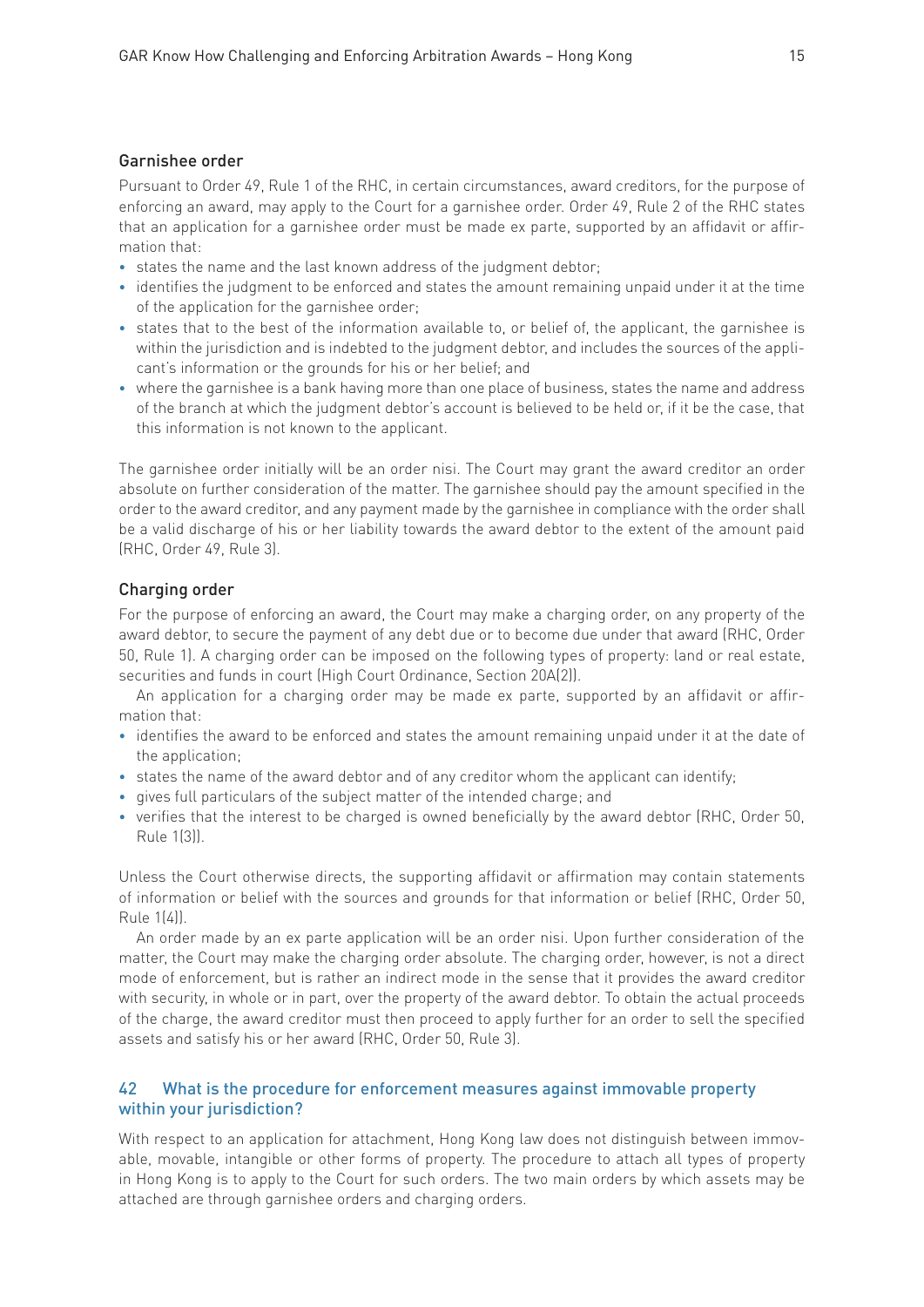### Garnishee order

Pursuant to Order 49, Rule 1 of the RHC, in certain circumstances, award creditors, for the purpose of enforcing an award, may apply to the Court for a garnishee order. Order 49, Rule 2 of the RHC states that an application for a garnishee order must be made ex parte, supported by an affidavit or affirmation that:

- states the name and the last known address of the judgment debtor;
- identifies the judgment to be enforced and states the amount remaining unpaid under it at the time of the application for the garnishee order;
- states that to the best of the information available to, or belief of, the applicant, the garnishee is within the jurisdiction and is indebted to the judgment debtor, and includes the sources of the applicant's information or the grounds for his or her belief; and
- where the garnishee is a bank having more than one place of business, states the name and address of the branch at which the judgment debtor's account is believed to be held or, if it be the case, that this information is not known to the applicant.

The garnishee order initially will be an order nisi. The Court may grant the award creditor an order absolute on further consideration of the matter. The garnishee should pay the amount specified in the order to the award creditor, and any payment made by the garnishee in compliance with the order shall be a valid discharge of his or her liability towards the award debtor to the extent of the amount paid (RHC, Order 49, Rule 3).

### Charging order

For the purpose of enforcing an award, the Court may make a charging order, on any property of the award debtor, to secure the payment of any debt due or to become due under that award (RHC, Order 50, Rule 1). A charging order can be imposed on the following types of property: land or real estate, securities and funds in court (High Court Ordinance, Section 20A(2)).

An application for a charging order may be made ex parte, supported by an affidavit or affirmation that:

- identifies the award to be enforced and states the amount remaining unpaid under it at the date of the application;
- states the name of the award debtor and of any creditor whom the applicant can identify;
- gives full particulars of the subject matter of the intended charge; and
- verifies that the interest to be charged is owned beneficially by the award debtor (RHC, Order 50, Rule 1(3)).

Unless the Court otherwise directs, the supporting affidavit or affirmation may contain statements of information or belief with the sources and grounds for that information or belief (RHC, Order 50, Rule 1(4)).

An order made by an ex parte application will be an order nisi. Upon further consideration of the matter, the Court may make the charging order absolute. The charging order, however, is not a direct mode of enforcement, but is rather an indirect mode in the sense that it provides the award creditor with security, in whole or in part, over the property of the award debtor. To obtain the actual proceeds of the charge, the award creditor must then proceed to apply further for an order to sell the specified assets and satisfy his or her award (RHC, Order 50, Rule 3).

## 42 What is the procedure for enforcement measures against immovable property within your jurisdiction?

With respect to an application for attachment, Hong Kong law does not distinguish between immovable, movable, intangible or other forms of property. The procedure to attach all types of property in Hong Kong is to apply to the Court for such orders. The two main orders by which assets may be attached are through garnishee orders and charging orders.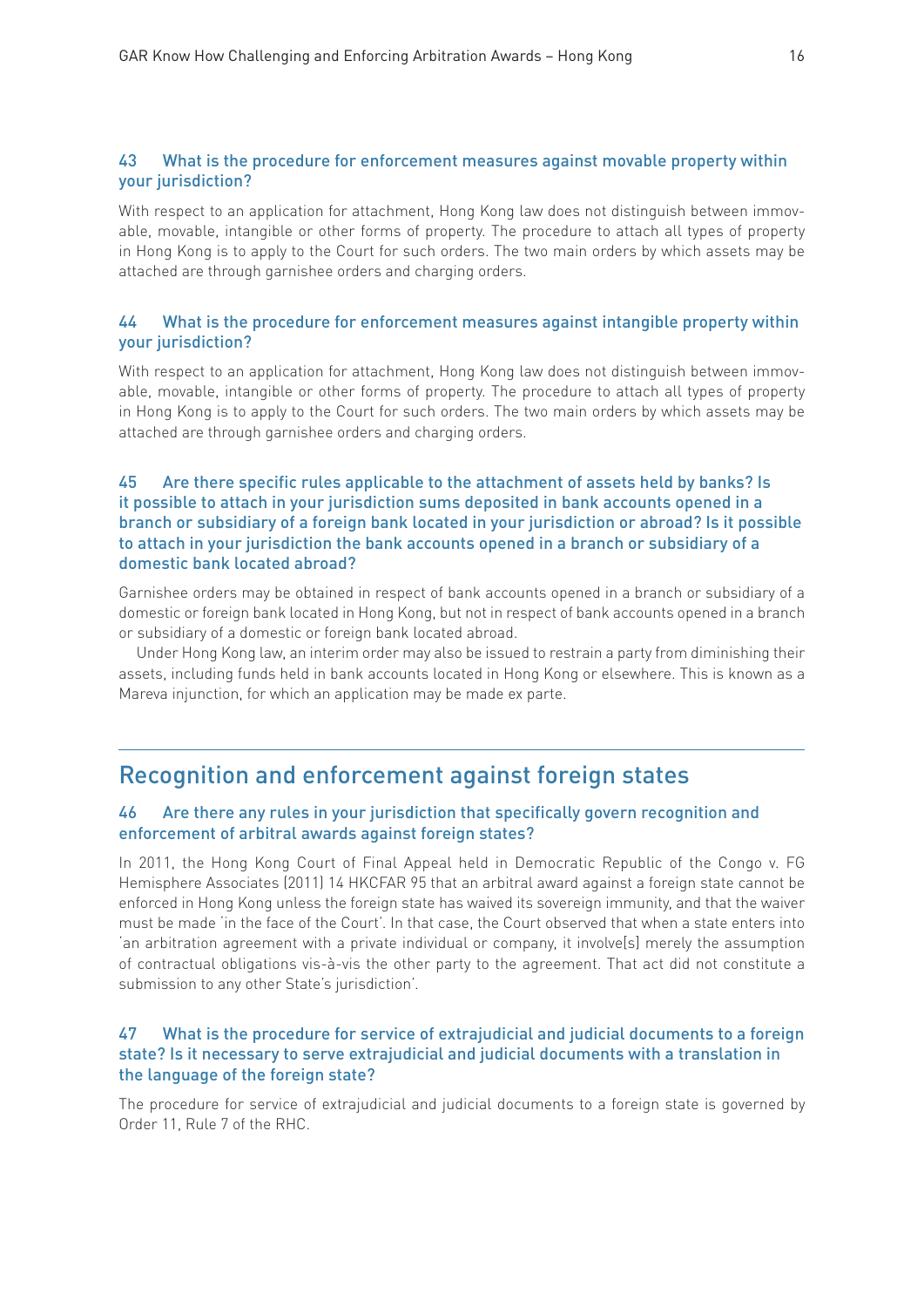### 43 What is the procedure for enforcement measures against movable property within your jurisdiction?

With respect to an application for attachment, Hong Kong law does not distinguish between immovable, movable, intangible or other forms of property. The procedure to attach all types of property in Hong Kong is to apply to the Court for such orders. The two main orders by which assets may be attached are through garnishee orders and charging orders.

### 44 What is the procedure for enforcement measures against intangible property within your jurisdiction?

With respect to an application for attachment, Hong Kong law does not distinguish between immovable, movable, intangible or other forms of property. The procedure to attach all types of property in Hong Kong is to apply to the Court for such orders. The two main orders by which assets may be attached are through garnishee orders and charging orders.

### 45 Are there specific rules applicable to the attachment of assets held by banks? Is it possible to attach in your jurisdiction sums deposited in bank accounts opened in a branch or subsidiary of a foreign bank located in your jurisdiction or abroad? Is it possible to attach in your jurisdiction the bank accounts opened in a branch or subsidiary of a domestic bank located abroad?

Garnishee orders may be obtained in respect of bank accounts opened in a branch or subsidiary of a domestic or foreign bank located in Hong Kong, but not in respect of bank accounts opened in a branch or subsidiary of a domestic or foreign bank located abroad.

Under Hong Kong law, an interim order may also be issued to restrain a party from diminishing their assets, including funds held in bank accounts located in Hong Kong or elsewhere. This is known as a Mareva injunction, for which an application may be made ex parte.

## Recognition and enforcement against foreign states

### 46 Are there any rules in your jurisdiction that specifically govern recognition and enforcement of arbitral awards against foreign states?

In 2011, the Hong Kong Court of Final Appeal held in Democratic Republic of the Congo v. FG Hemisphere Associates [2011] 14 HKCFAR 95 that an arbitral award against a foreign state cannot be enforced in Hong Kong unless the foreign state has waived its sovereign immunity, and that the waiver must be made 'in the face of the Court'. In that case, the Court observed that when a state enters into 'an arbitration agreement with a private individual or company, it involve[s] merely the assumption of contractual obligations vis-à-vis the other party to the agreement. That act did not constitute a submission to any other State's jurisdiction'.

### 47 What is the procedure for service of extrajudicial and judicial documents to a foreign state? Is it necessary to serve extrajudicial and judicial documents with a translation in the language of the foreign state?

The procedure for service of extrajudicial and judicial documents to a foreign state is governed by Order 11, Rule 7 of the RHC.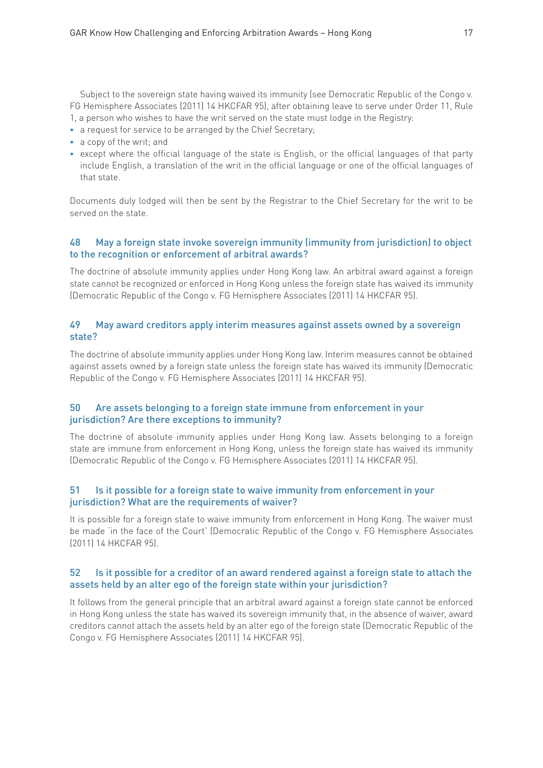Subject to the sovereign state having waived its immunity (see Democratic Republic of the Congo v. FG Hemisphere Associates (2011) 14 HKCFAR 95), after obtaining leave to serve under Order 11, Rule 1, a person who wishes to have the writ served on the state must lodge in the Registry:

- a request for service to be arranged by the Chief Secretary;
- a copy of the writ; and
- except where the official language of the state is English, or the official languages of that party include English, a translation of the writ in the official language or one of the official languages of that state.

Documents duly lodged will then be sent by the Registrar to the Chief Secretary for the writ to be served on the state.

### 48 May a foreign state invoke sovereign immunity (immunity from jurisdiction) to object to the recognition or enforcement of arbitral awards?

The doctrine of absolute immunity applies under Hong Kong law. An arbitral award against a foreign state cannot be recognized or enforced in Hong Kong unless the foreign state has waived its immunity (Democratic Republic of the Congo v. FG Hemisphere Associates (2011) 14 HKCFAR 95).

### 49 May award creditors apply interim measures against assets owned by a sovereign state?

The doctrine of absolute immunity applies under Hong Kong law. Interim measures cannot be obtained against assets owned by a foreign state unless the foreign state has waived its immunity (Democratic Republic of the Congo v. FG Hemisphere Associates (2011) 14 HKCFAR 95).

### 50 Are assets belonging to a foreign state immune from enforcement in your jurisdiction? Are there exceptions to immunity?

The doctrine of absolute immunity applies under Hong Kong law. Assets belonging to a foreign state are immune from enforcement in Hong Kong, unless the foreign state has waived its immunity (Democratic Republic of the Congo v. FG Hemisphere Associates (2011) 14 HKCFAR 95).

### 51 Is it possible for a foreign state to waive immunity from enforcement in your jurisdiction? What are the requirements of waiver?

It is possible for a foreign state to waive immunity from enforcement in Hong Kong. The waiver must be made 'in the face of the Court' (Democratic Republic of the Congo v. FG Hemisphere Associates (2011) 14 HKCFAR 95).

### 52 Is it possible for a creditor of an award rendered against a foreign state to attach the assets held by an alter ego of the foreign state within your jurisdiction?

It follows from the general principle that an arbitral award against a foreign state cannot be enforced in Hong Kong unless the state has waived its sovereign immunity that, in the absence of waiver, award creditors cannot attach the assets held by an alter ego of the foreign state (Democratic Republic of the Congo v. FG Hemisphere Associates (2011) 14 HKCFAR 95).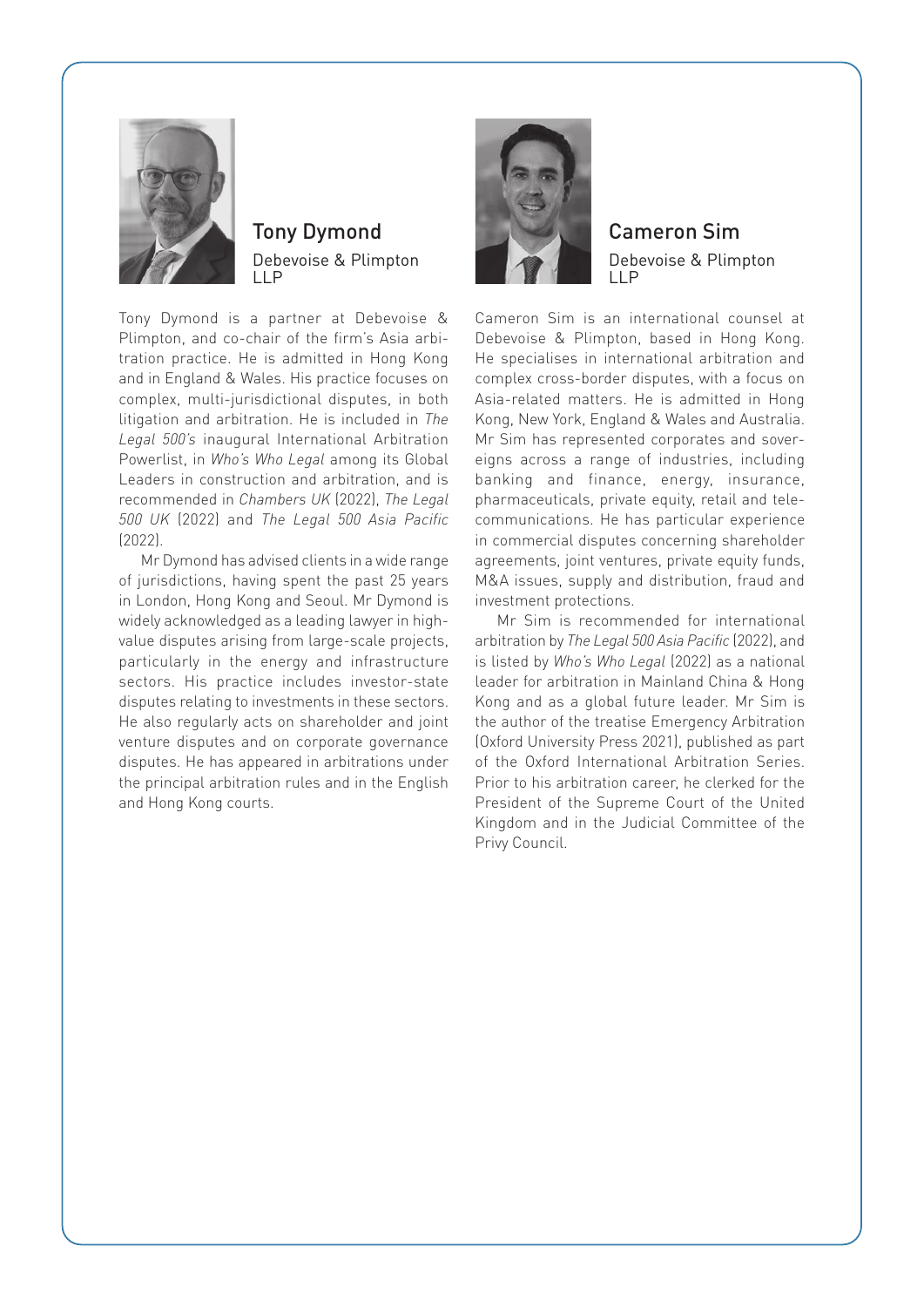## Tony Dymond

Debevoise & Plimpton LLP

Tony Dymond is a partner at Debevoise & Plimpton, and co-chair of the firm's Asia arbitration practice. He is admitted in Hong Kong and in England & Wales. His practice focuses on complex, multi-jurisdictional disputes, in both litigation and arbitration. He is included in *The Legal 500's* inaugural International Arbitration Powerlist, in *Who's Who Legal* among its Global Leaders in construction and arbitration, and is recommended in *Chambers UK* (2022), *The Legal 500 UK* (2022) and *The Legal 500 Asia Pacific* (2022).

Mr Dymond has advised clients in a wide range of jurisdictions, having spent the past 25 years in London, Hong Kong and Seoul. Mr Dymond is widely acknowledged as a leading lawyer in high-value disputes arising from large-scale projects, particularly in the energy and infrastructure sectors. His practice includes investor-state disputes relating to investments in these sectors. He also regularly acts on shareholder and joint venture disputes and on corporate governance disputes. He has appeared in arbitrations under the principal arbitration rules and in the English and Hong Kong courts.

## Cameron Sim

Debevoise & Plimpton LLP

Cameron Sim is an international counsel at Debevoise & Plimpton, based in Hong Kong. He specialises in international arbitration and complex cross-border disputes, with a focus on Asia-related matters. He is admitted in Hong Kong, New York, England & Wales and Australia. Mr Sim has represented corporates and sovereigns across a range of industries, including banking and finance, energy, insurance, pharmaceuticals, private equity, retail and telecommunications. He has particular experience in commercial disputes concerning shareholder agreements, joint ventures, private equity funds, M&A issues, supply and distribution, fraud and investment protections.

Mr Sim is recommended for international arbitration by *The Legal 500 Asia Pacific* (2022), and is listed by *Who's Who Legal* (2022) as a national leader for arbitration in Mainland China & Hong Kong and as a global future leader. Mr Sim is the author of the treatise Emergency Arbitration (Oxford University Press 2021), published as part of the Oxford International Arbitration Series. Prior to his arbitration career, he clerked for the President of the Supreme Court of the United Kingdom and in the Judicial Committee of the Privy Council.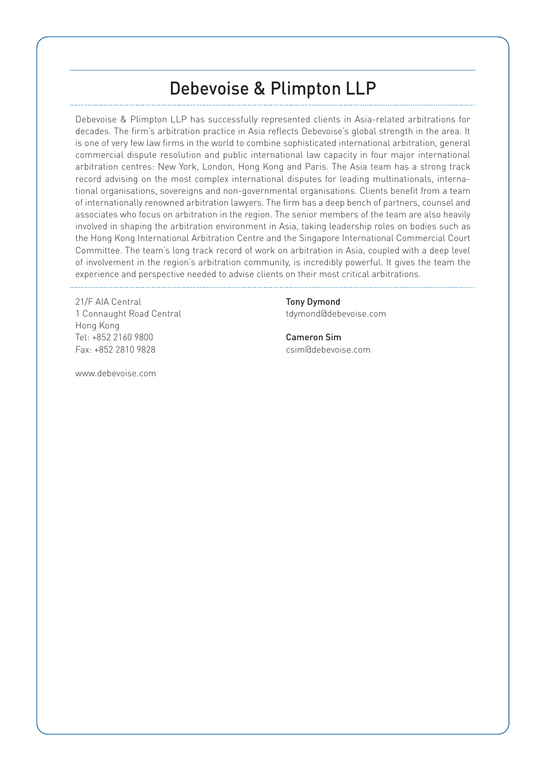# Debevoise & Plimpton LLP

Debevoise & Plimpton LLP has successfully represented clients in Asia-related arbitrations for decades. The firm's arbitration practice in Asia reflects Debevoise's global strength in the area. It is one of very few law firms in the world to combine sophisticated international arbitration, general commercial dispute resolution and public international law capacity in four major international arbitration centres: New York, London, Hong Kong and Paris. The Asia team has a strong track record advising on the most complex international disputes for leading multinationals, international organisations, sovereigns and non-governmental organisations. Clients benefit from a team of internationally renowned arbitration lawyers. The firm has a deep bench of partners, counsel and associates who focus on arbitration in the region. The senior members of the team are also heavily involved in shaping the arbitration environment in Asia, taking leadership roles on bodies such as the Hong Kong International Arbitration Centre and the Singapore International Commercial Court Committee. The team's long track record of work on arbitration in Asia, coupled with a deep level of involvement in the region's arbitration community, is incredibly powerful. It gives the team the experience and perspective needed to advise clients on their most critical arbitrations.

21/F AIA Central
1 Connaught Road Central
Hong Kong
Tel: +852 2160 9800
Fax: +852 2810 9828

www.debevoise.com

**Tony Dymond**
tdymond@debevoise.com

**Cameron Sim**
csim@debevoise.com